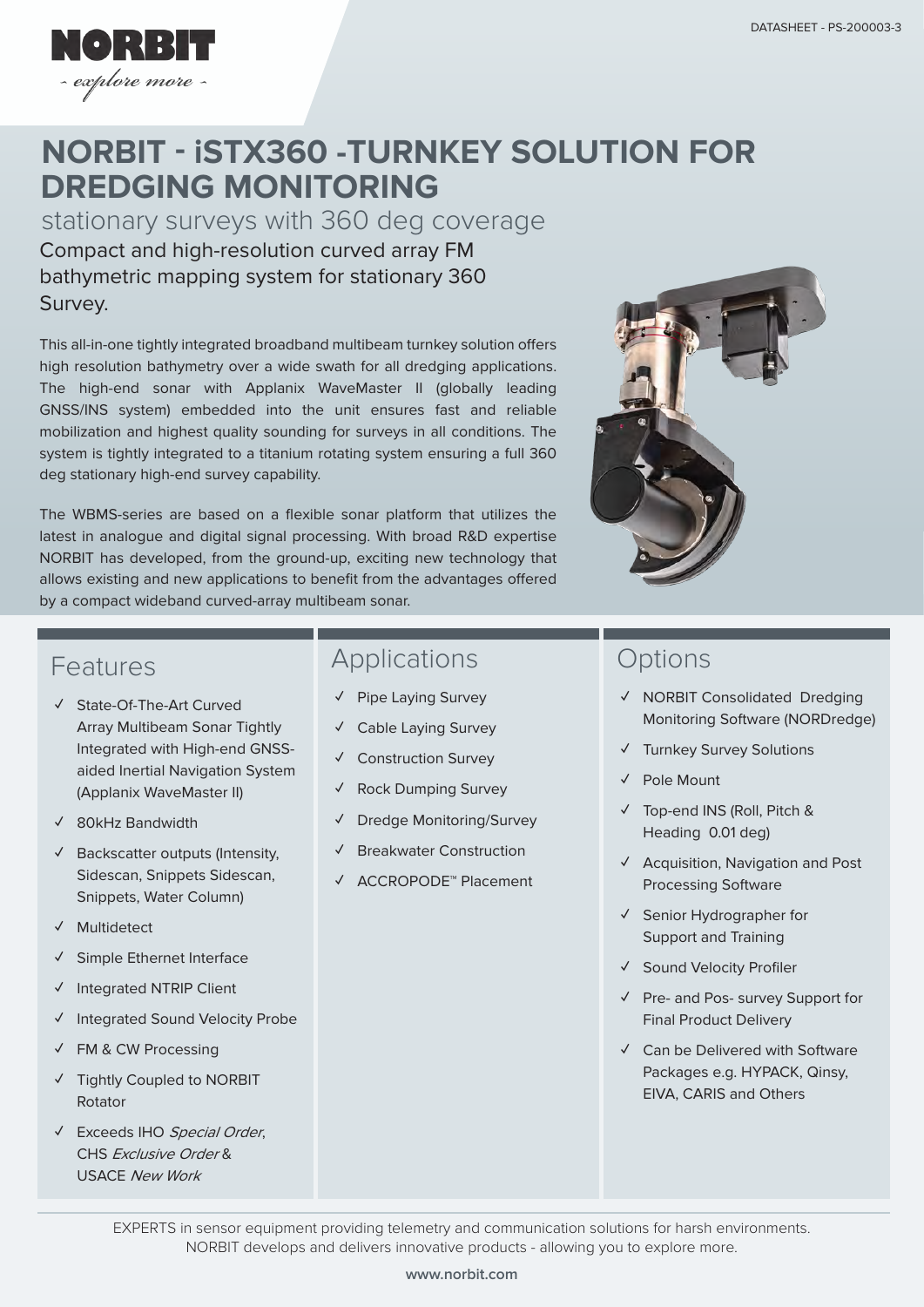DATASHEET - PS-200003-3

NORBIT
- explore more -

# NORBIT - iSTX360 -TURNKEY SOLUTION FOR DREDGING MONITORING

stationary surveys with 360 deg coverage

Compact and high-resolution curved array FM bathymetric mapping system for stationary 360 Survey.

This all-in-one tightly integrated broadband multibeam turnkey solution offers high resolution bathymetry over a wide swath for all dredging applications. The high-end sonar with Applanix WaveMaster II (globally leading GNSS/INS system) embedded into the unit ensures fast and reliable mobilization and highest quality sounding for surveys in all conditions. The system is tightly integrated to a titanium rotating system ensuring a full 360 deg stationary high-end survey capability.

The WBMS-series are based on a flexible sonar platform that utilizes the latest in analogue and digital signal processing. With broad R&D expertise NORBIT has developed, from the ground-up, exciting new technology that allows existing and new applications to benefit from the advantages offered by a compact wideband curved-array multibeam sonar.

## Features

- ✓ State-Of-The-Art Curved Array Multibeam Sonar Tightly Integrated with High-end GNSS-aided Inertial Navigation System (Applanix WaveMaster II)
- ✓ 80kHz Bandwidth
- ✓ Backscatter outputs (Intensity, Sidescan, Snippets Sidescan, Snippets, Water Column)
- ✓ Multidetect
- ✓ Simple Ethernet Interface
- ✓ Integrated NTRIP Client
- ✓ Integrated Sound Velocity Probe
- ✓ FM & CW Processing
- ✓ Tightly Coupled to NORBIT Rotator
- ✓ Exceeds IHO *Special Order*, CHS *Exclusive Order* & USACE *New Work*

## Applications

- ✓ Pipe Laying Survey
- ✓ Cable Laying Survey
- ✓ Construction Survey
- ✓ Rock Dumping Survey
- ✓ Dredge Monitoring/Survey
- ✓ Breakwater Construction
- ✓ ACCROPODE™ Placement

## Options

- ✓ NORBIT Consolidated Dredging Monitoring Software (NORDredge)
- ✓ Turnkey Survey Solutions
- ✓ Pole Mount
- ✓ Top-end INS (Roll, Pitch & Heading 0.01 deg)
- ✓ Acquisition, Navigation and Post Processing Software
- ✓ Senior Hydrographer for Support and Training
- ✓ Sound Velocity Profiler
- ✓ Pre- and Pos- survey Support for Final Product Delivery
- ✓ Can be Delivered with Software Packages e.g. HYPACK, Qinsy, EIVA, CARIS and Others

EXPERTS in sensor equipment providing telemetry and communication solutions for harsh environments. NORBIT develops and delivers innovative products - allowing you to explore more.

www.norbit.com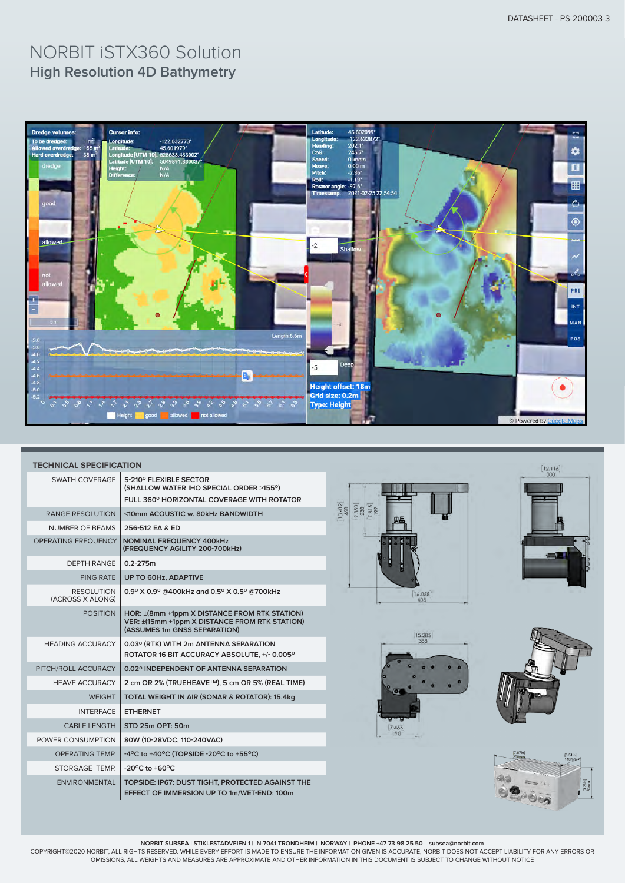# NORBIT iSTX360 Solution

## High Resolution 4D Bathymetry

### TECHNICAL SPECIFICATION

| | |
|---|---|
| SWATH COVERAGE | 5-210° FLEXIBLE SECTOR (SHALLOW WATER IHO SPECIAL ORDER >155°)<br>FULL 360° HORIZONTAL COVERAGE WITH ROTATOR |
| RANGE RESOLUTION | <10mm ACOUSTIC w. 80kHz BANDWIDTH |
| NUMBER OF BEAMS | 256-512 EA & ED |
| OPERATING FREQUENCY | NOMINAL FREQUENCY 400kHz (FREQUENCY AGILITY 200-700kHz) |
| DEPTH RANGE | 0.2-275m |
| PING RATE | UP TO 60Hz, ADAPTIVE |
| RESOLUTION (ACROSS X ALONG) | 0.9° X 0.9° @400kHz and 0.5° X 0.5° @700kHz |
| POSITION | HOR: ±(8mm +1ppm X DISTANCE FROM RTK STATION)<br>VER: ±(15mm +1ppm X DISTANCE FROM RTK STATION)<br>(ASSUMES 1m GNSS SEPARATION) |
| HEADING ACCURACY | 0.03° (RTK) WITH 2m ANTENNA SEPARATION<br>ROTATOR 16 BIT ACCURACY ABSOLUTE, +/- 0.005° |
| PITCH/ROLL ACCURACY | 0.02° INDEPENDENT OF ANTENNA SEPARATION |
| HEAVE ACCURACY | 2 cm OR 2% (TRUEHEAVE™), 5 cm OR 5% (REAL TIME) |
| WEIGHT | TOTAL WEIGHT IN AIR (SONAR & ROTATOR): 15.4kg |
| INTERFACE | ETHERNET |
| CABLE LENGTH | STD 25m OPT: 50m |
| POWER CONSUMPTION | 80W (10-28VDC, 110-240VAC) |
| OPERATING TEMP. | -4°C to +40°C (TOPSIDE -20°C to +55°C) |
| STORGAGE TEMP. | -20°C to +60°C |
| ENVIRONMENTAL | TOPSIDE: IP67: DUST TIGHT, PROTECTED AGAINST THE EFFECT OF IMMERSION UP TO 1m/WET-END: 100m |

NORBIT SUBSEA | STIKLESTADVEIEN 1 | N-7041 TRONDHEIM | NORWAY | PHONE +47 73 98 25 50 | subsea@norbit.com

COPYRIGHT©2020 NORBIT, ALL RIGHTS RESERVED. WHILE EVERY EFFORT IS MADE TO ENSURE THE INFORMATION GIVEN IS ACCURATE, NORBIT DOES NOT ACCEPT LIABILITY FOR ANY ERRORS OR OMISSIONS, ALL WEIGHTS AND MEASURES ARE APPROXIMATE AND OTHER INFORMATION IN THIS DOCUMENT IS SUBJECT TO CHANGE WITHOUT NOTICE